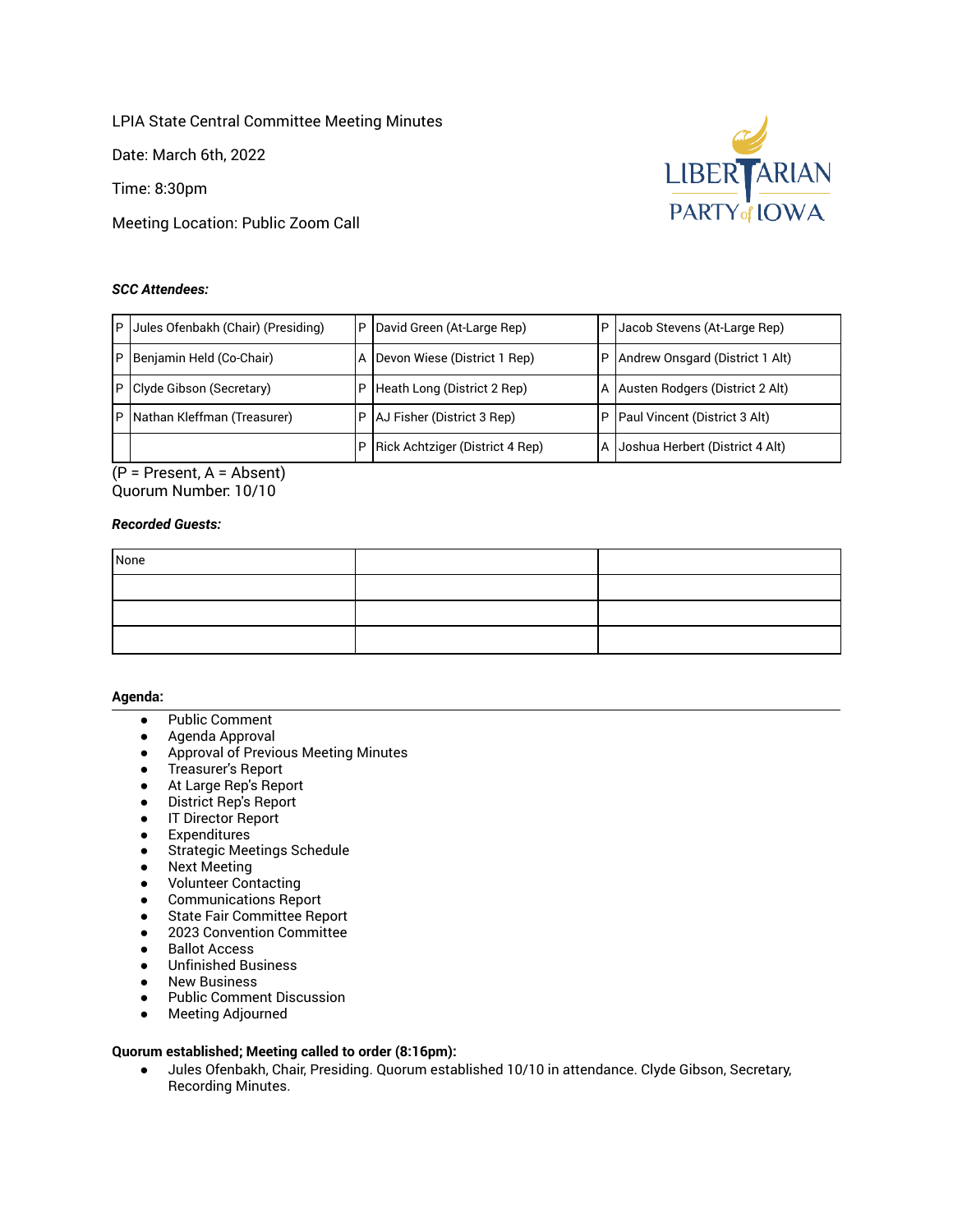LPIA State Central Committee Meeting Minutes

Date: March 6th, 2022

Time: 8:30pm

Meeting Location: Public Zoom Call

***SCC Attendees:***

| | | | | | |
|---|---|---|---|---|---|
| P | Jules Ofenbakh (Chair) (Presiding) | P | David Green (At-Large Rep) | P | Jacob Stevens (At-Large Rep) |
| P | Benjamin Held (Co-Chair) | A | Devon Wiese (District 1 Rep) | P | Andrew Onsgard (District 1 Alt) |
| P | Clyde Gibson (Secretary) | P | Heath Long (District 2 Rep) | A | Austen Rodgers (District 2 Alt) |
| P | Nathan Kleffman (Treasurer) | P | AJ Fisher (District 3 Rep) | P | Paul Vincent (District 3 Alt) |
| | | P | Rick Achtziger (District 4 Rep) | A | Joshua Herbert (District 4 Alt) |

(P = Present, A = Absent)
Quorum Number: 10/10

***Recorded Guests:***

| | | |
|---|---|---|
| None | | |
| | | |
| | | |
| | | |

**Agenda:**

- Public Comment
- Agenda Approval
- Approval of Previous Meeting Minutes
- Treasurer's Report
- At Large Rep's Report
- District Rep's Report
- IT Director Report
- Expenditures
- Strategic Meetings Schedule
- Next Meeting
- Volunteer Contacting
- Communications Report
- State Fair Committee Report
- 2023 Convention Committee
- Ballot Access
- Unfinished Business
- New Business
- Public Comment Discussion
- Meeting Adjourned

**Quorum established; Meeting called to order (8:16pm):**

- Jules Ofenbakh, Chair, Presiding. Quorum established 10/10 in attendance. Clyde Gibson, Secretary, Recording Minutes.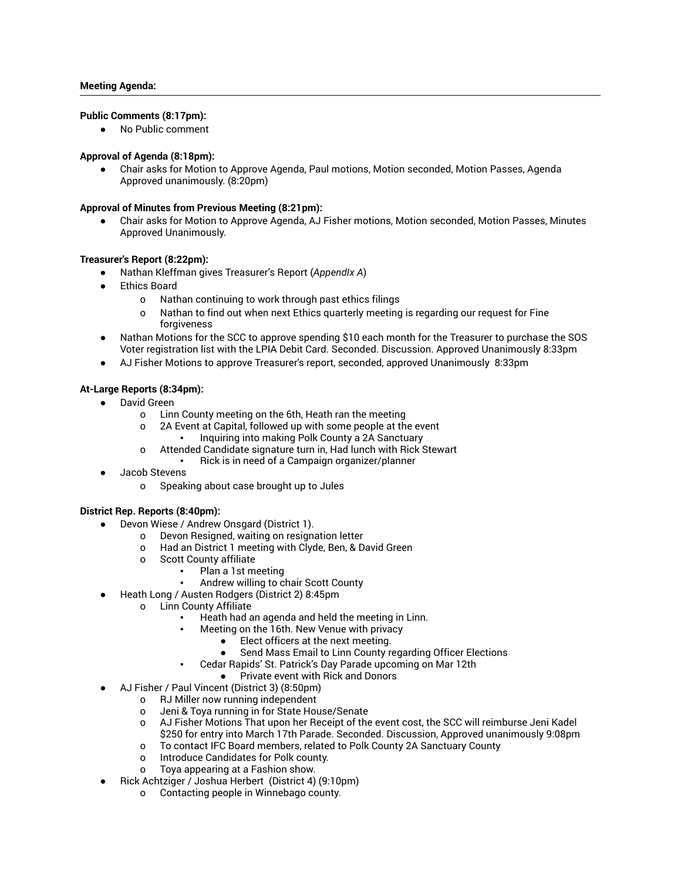**Meeting Agenda:**

---

**Public Comments (8:17pm):**

- No Public comment

**Approval of Agenda (8:18pm):**

- Chair asks for Motion to Approve Agenda, Paul motions, Motion seconded, Motion Passes, Agenda Approved unanimously. (8:20pm)

**Approval of Minutes from Previous Meeting (8:21pm):**

- Chair asks for Motion to Approve Agenda, AJ Fisher motions, Motion seconded, Motion Passes, Minutes Approved Unanimously.

**Treasurer's Report (8:22pm):**

- Nathan Kleffman gives Treasurer's Report (*AppendIx A*)
- Ethics Board
  - Nathan continuing to work through past ethics filings
  - Nathan to find out when next Ethics quarterly meeting is regarding our request for Fine forgiveness
- Nathan Motions for the SCC to approve spending $10 each month for the Treasurer to purchase the SOS Voter registration list with the LPIA Debit Card. Seconded. Discussion. Approved Unanimously 8:33pm
- AJ Fisher Motions to approve Treasurer's report, seconded, approved Unanimously 8:33pm

**At-Large Reports (8:34pm):**

- David Green
  - Linn County meeting on the 6th, Heath ran the meeting
  - 2A Event at Capital, followed up with some people at the event
    - Inquiring into making Polk County a 2A Sanctuary
  - Attended Candidate signature turn in, Had lunch with Rick Stewart
    - Rick is in need of a Campaign organizer/planner
- Jacob Stevens
  - Speaking about case brought up to Jules

**District Rep. Reports (8:40pm):**

- Devon Wiese / Andrew Onsgard (District 1).
  - Devon Resigned, waiting on resignation letter
  - Had an District 1 meeting with Clyde, Ben, & David Green
  - Scott County affiliate
    - Plan a 1st meeting
    - Andrew willing to chair Scott County
- Heath Long / Austen Rodgers (District 2) 8:45pm
  - Linn County Affiliate
    - Heath had an agenda and held the meeting in Linn.
    - Meeting on the 16th. New Venue with privacy
      - Elect officers at the next meeting.
      - Send Mass Email to Linn County regarding Officer Elections
    - Cedar Rapids' St. Patrick's Day Parade upcoming on Mar 12th
      - Private event with Rick and Donors
- AJ Fisher / Paul Vincent (District 3) (8:50pm)
  - RJ Miller now running independent
  - Jeni & Toya running in for State House/Senate
  - AJ Fisher Motions That upon her Receipt of the event cost, the SCC will reimburse Jeni Kadel $250 for entry into March 17th Parade. Seconded. Discussion, Approved unanimously 9:08pm
  - To contact IFC Board members, related to Polk County 2A Sanctuary County
  - Introduce Candidates for Polk county.
  - Toya appearing at a Fashion show.
- Rick Achtziger / Joshua Herbert (District 4) (9:10pm)
  - Contacting people in Winnebago county.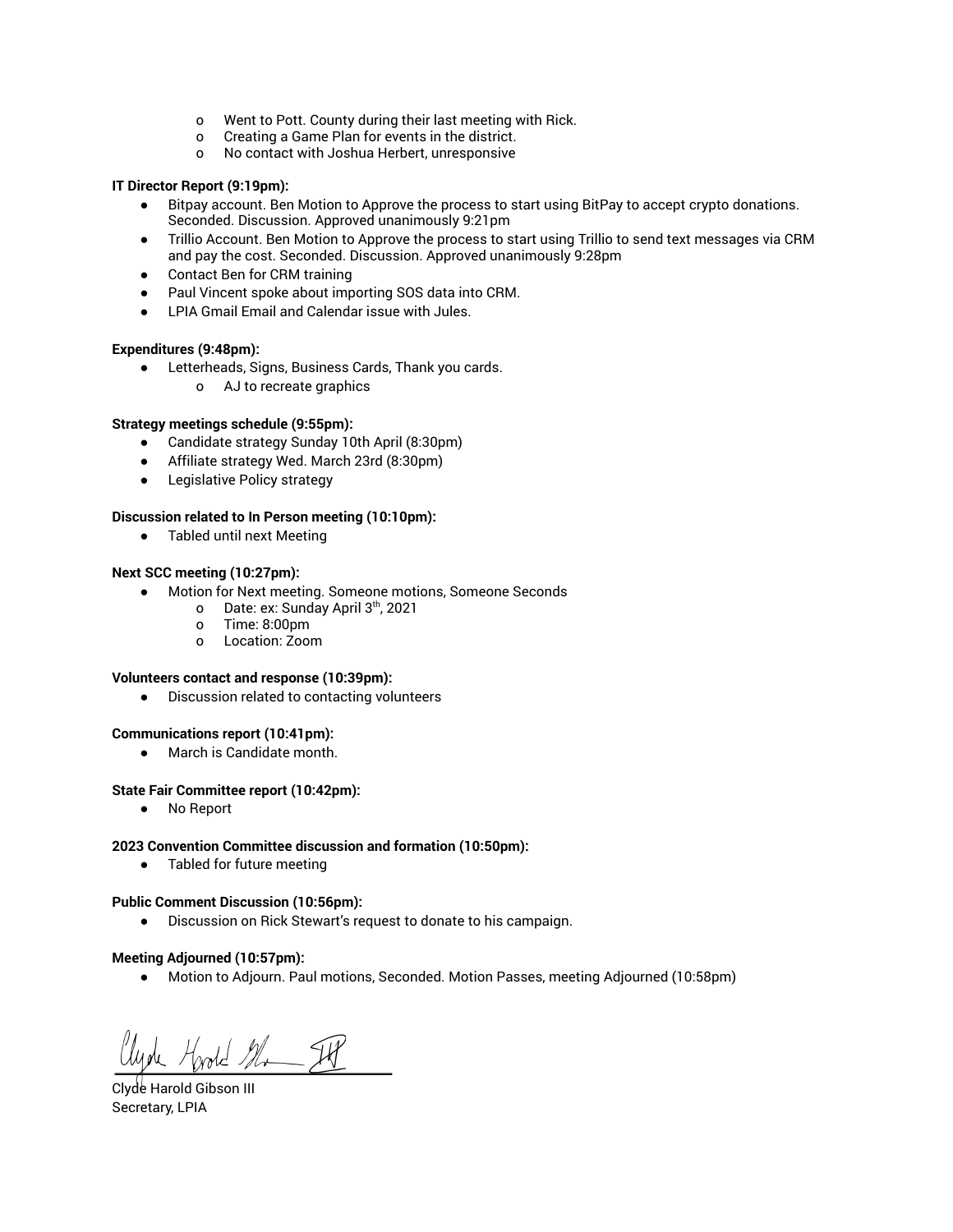- Went to Pott. County during their last meeting with Rick.
  - Creating a Game Plan for events in the district.
  - No contact with Joshua Herbert, unresponsive

**IT Director Report (9:19pm):**

- Bitpay account. Ben Motion to Approve the process to start using BitPay to accept crypto donations. Seconded. Discussion. Approved unanimously 9:21pm
- Trillio Account. Ben Motion to Approve the process to start using Trillio to send text messages via CRM and pay the cost. Seconded. Discussion. Approved unanimously 9:28pm
- Contact Ben for CRM training
- Paul Vincent spoke about importing SOS data into CRM.
- LPIA Gmail Email and Calendar issue with Jules.

**Expenditures (9:48pm):**

- Letterheads, Signs, Business Cards, Thank you cards.
  - AJ to recreate graphics

**Strategy meetings schedule (9:55pm):**

- Candidate strategy Sunday 10th April (8:30pm)
- Affiliate strategy Wed. March 23rd (8:30pm)
- Legislative Policy strategy

**Discussion related to In Person meeting (10:10pm):**

- Tabled until next Meeting

**Next SCC meeting (10:27pm):**

- Motion for Next meeting. Someone motions, Someone Seconds
  - Date: ex: Sunday April 3rd, 2021
  - Time: 8:00pm
  - Location: Zoom

**Volunteers contact and response (10:39pm):**

- Discussion related to contacting volunteers

**Communications report (10:41pm):**

- March is Candidate month.

**State Fair Committee report (10:42pm):**

- No Report

**2023 Convention Committee discussion and formation (10:50pm):**

- Tabled for future meeting

**Public Comment Discussion (10:56pm):**

- Discussion on Rick Stewart's request to donate to his campaign.

**Meeting Adjourned (10:57pm):**

- Motion to Adjourn. Paul motions, Seconded. Motion Passes, meeting Adjourned (10:58pm)

Clyde Harold Gibson III

Clyde Harold Gibson III
Secretary, LPIA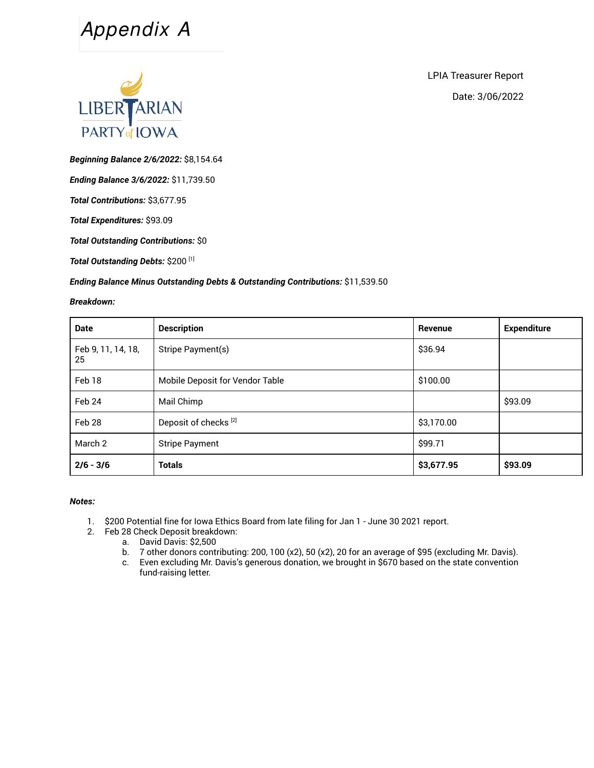# *Appendix A*

LIBERTARIAN PARTY of IOWA

LPIA Treasurer Report

Date: 3/06/2022

***Beginning Balance 2/6/2022:*** $8,154.64

***Ending Balance 3/6/2022:*** $11,739.50

***Total Contributions:*** $3,677.95

***Total Expenditures:*** $93.09

***Total Outstanding Contributions:*** $0

***Total Outstanding Debts:*** $200 [1]

***Ending Balance Minus Outstanding Debts & Outstanding Contributions:*** $11,539.50

***Breakdown:***

| Date | Description | Revenue | Expenditure |
|---|---|---|---|
| Feb 9, 11, 14, 18, 25 | Stripe Payment(s) | $36.94 | |
| Feb 18 | Mobile Deposit for Vendor Table | $100.00 | |
| Feb 24 | Mail Chimp | | $93.09 |
| Feb 28 | Deposit of checks [2] | $3,170.00 | |
| March 2 | Stripe Payment | $99.71 | |
| **2/6 - 3/6** | **Totals** | **$3,677.95** | **$93.09** |

***Notes:***

1. $200 Potential fine for Iowa Ethics Board from late filing for Jan 1 - June 30 2021 report.
2. Feb 28 Check Deposit breakdown:
    a. David Davis: $2,500
    b. 7 other donors contributing: 200, 100 (x2), 50 (x2), 20 for an average of $95 (excluding Mr. Davis).
    c. Even excluding Mr. Davis's generous donation, we brought in $670 based on the state convention fund-raising letter.